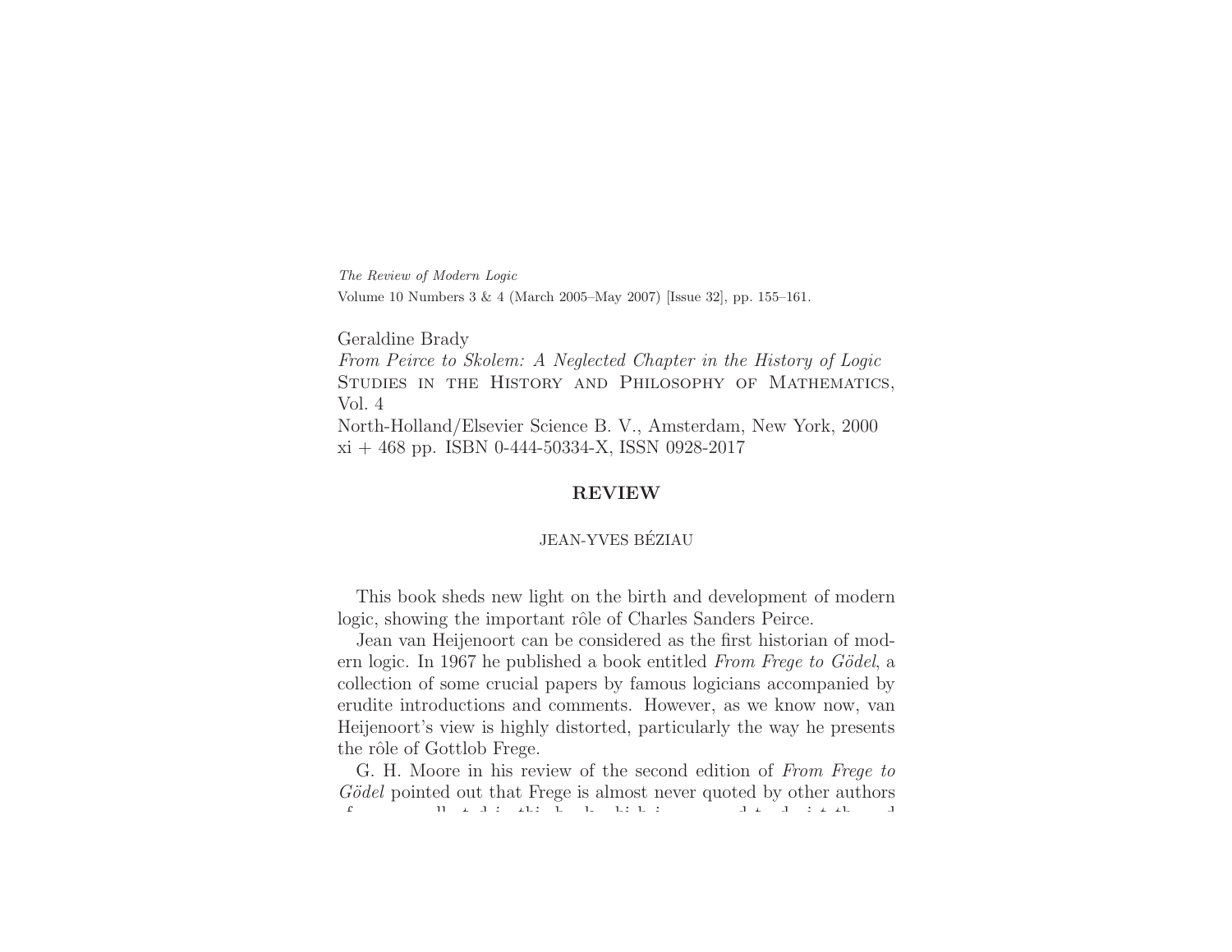*The Review of Modern Logic*
Volume 10 Numbers 3 & 4 (March 2005–May 2007) [Issue 32], pp. 155–161.

Geraldine Brady
*From Peirce to Skolem: A Neglected Chapter in the History of Logic*
Studies in the History and Philosophy of Mathematics, Vol. 4
North-Holland/Elsevier Science B. V., Amsterdam, New York, 2000
xi + 468 pp. ISBN 0-444-50334-X, ISSN 0928-2017

## REVIEW

JEAN-YVES BÉZIAU

This book sheds new light on the birth and development of modern logic, showing the important rôle of Charles Sanders Peirce.

Jean van Heijenoort can be considered as the first historian of modern logic. In 1967 he published a book entitled *From Frege to Gödel*, a collection of some crucial papers by famous logicians accompanied by erudite introductions and comments. However, as we know now, van Heijenoort's view is highly distorted, particularly the way he presents the rôle of Gottlob Frege.

G. H. Moore in his review of the second edition of *From Frege to Gödel* pointed out that Frege is almost never quoted by other authors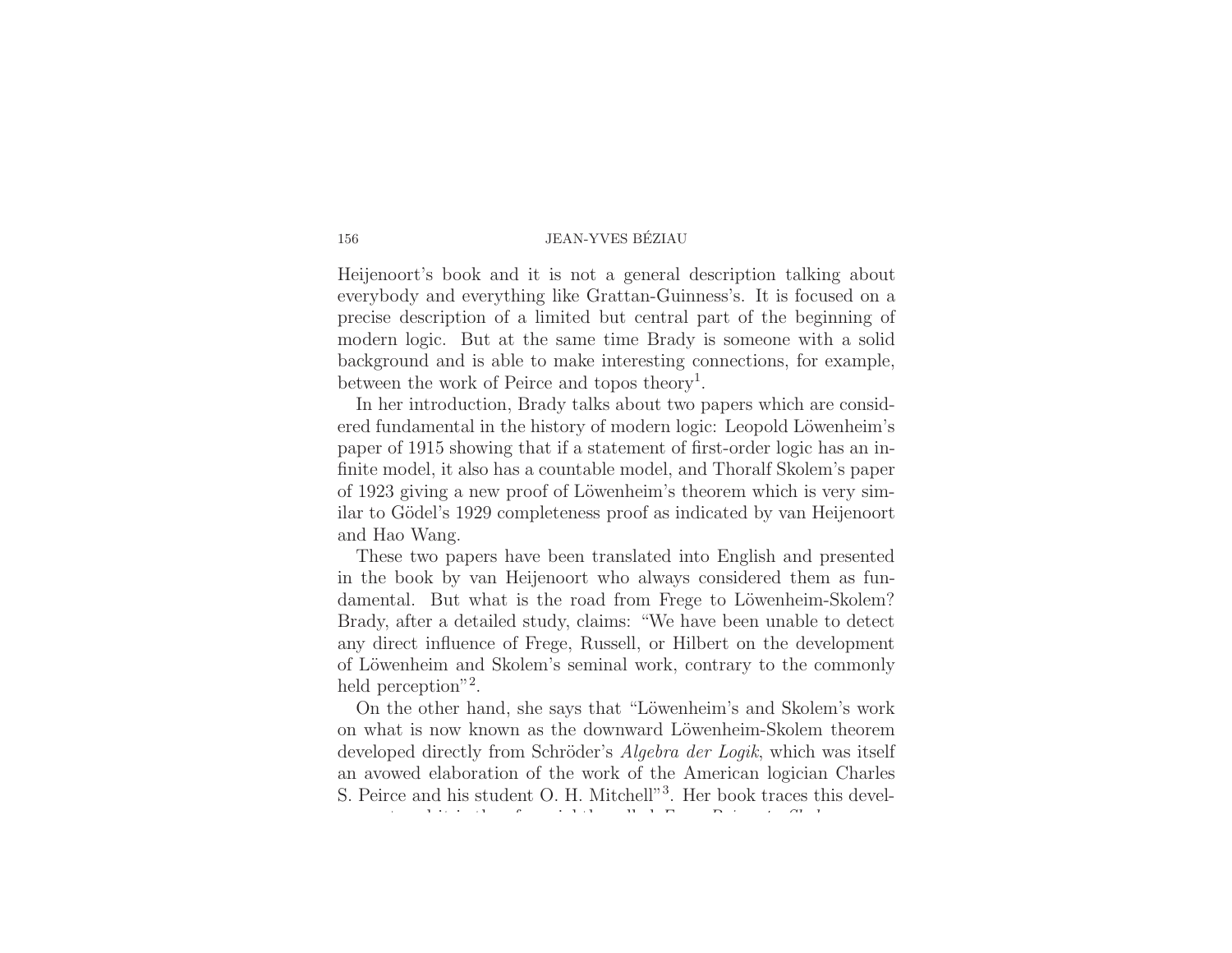Heijenoort's book and it is not a general description talking about everybody and everything like Grattan-Guinness's. It is focused on a precise description of a limited but central part of the beginning of modern logic. But at the same time Brady is someone with a solid background and is able to make interesting connections, for example, between the work of Peirce and topos theory[1].

In her introduction, Brady talks about two papers which are considered fundamental in the history of modern logic: Leopold Löwenheim's paper of 1915 showing that if a statement of first-order logic has an infinite model, it also has a countable model, and Thoralf Skolem's paper of 1923 giving a new proof of Löwenheim's theorem which is very similar to Gödel's 1929 completeness proof as indicated by van Heijenoort and Hao Wang.

These two papers have been translated into English and presented in the book by van Heijenoort who always considered them as fundamental. But what is the road from Frege to Löwenheim-Skolem? Brady, after a detailed study, claims: "We have been unable to detect any direct influence of Frege, Russell, or Hilbert on the development of Löwenheim and Skolem's seminal work, contrary to the commonly held perception"[2].

On the other hand, she says that "Löwenheim's and Skolem's work on what is now known as the downward Löwenheim-Skolem theorem developed directly from Schröder's *Algebra der Logik*, which was itself an avowed elaboration of the work of the American logician Charles S. Peirce and his student O. H. Mitchell"[3]. Her book traces this devel-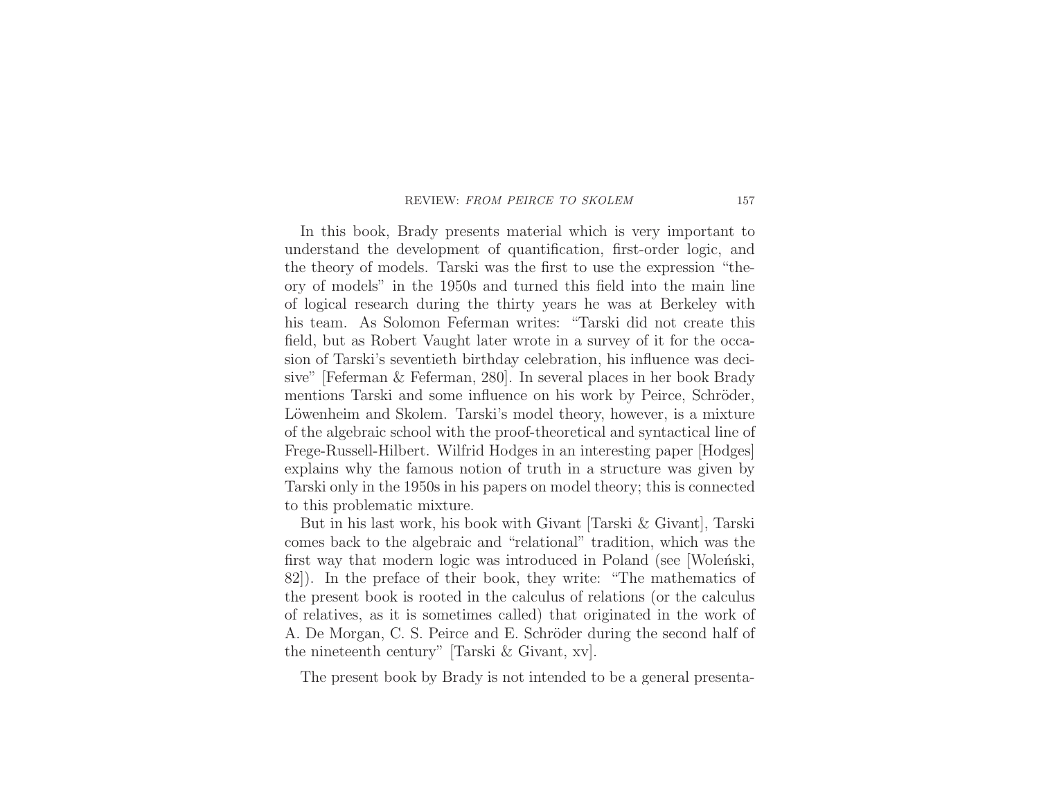In this book, Brady presents material which is very important to understand the development of quantification, first-order logic, and the theory of models. Tarski was the first to use the expression "theory of models" in the 1950s and turned this field into the main line of logical research during the thirty years he was at Berkeley with his team. As Solomon Feferman writes: "Tarski did not create this field, but as Robert Vaught later wrote in a survey of it for the occasion of Tarski's seventieth birthday celebration, his influence was decisive" [Feferman & Feferman, 280]. In several places in her book Brady mentions Tarski and some influence on his work by Peirce, Schröder, Löwenheim and Skolem. Tarski's model theory, however, is a mixture of the algebraic school with the proof-theoretical and syntactical line of Frege-Russell-Hilbert. Wilfrid Hodges in an interesting paper [Hodges] explains why the famous notion of truth in a structure was given by Tarski only in the 1950s in his papers on model theory; this is connected to this problematic mixture.

But in his last work, his book with Givant [Tarski & Givant], Tarski comes back to the algebraic and "relational" tradition, which was the first way that modern logic was introduced in Poland (see [Woleński, 82]). In the preface of their book, they write: "The mathematics of the present book is rooted in the calculus of relations (or the calculus of relatives, as it is sometimes called) that originated in the work of A. De Morgan, C. S. Peirce and E. Schröder during the second half of the nineteenth century" [Tarski & Givant, xv].

The present book by Brady is not intended to be a general presenta-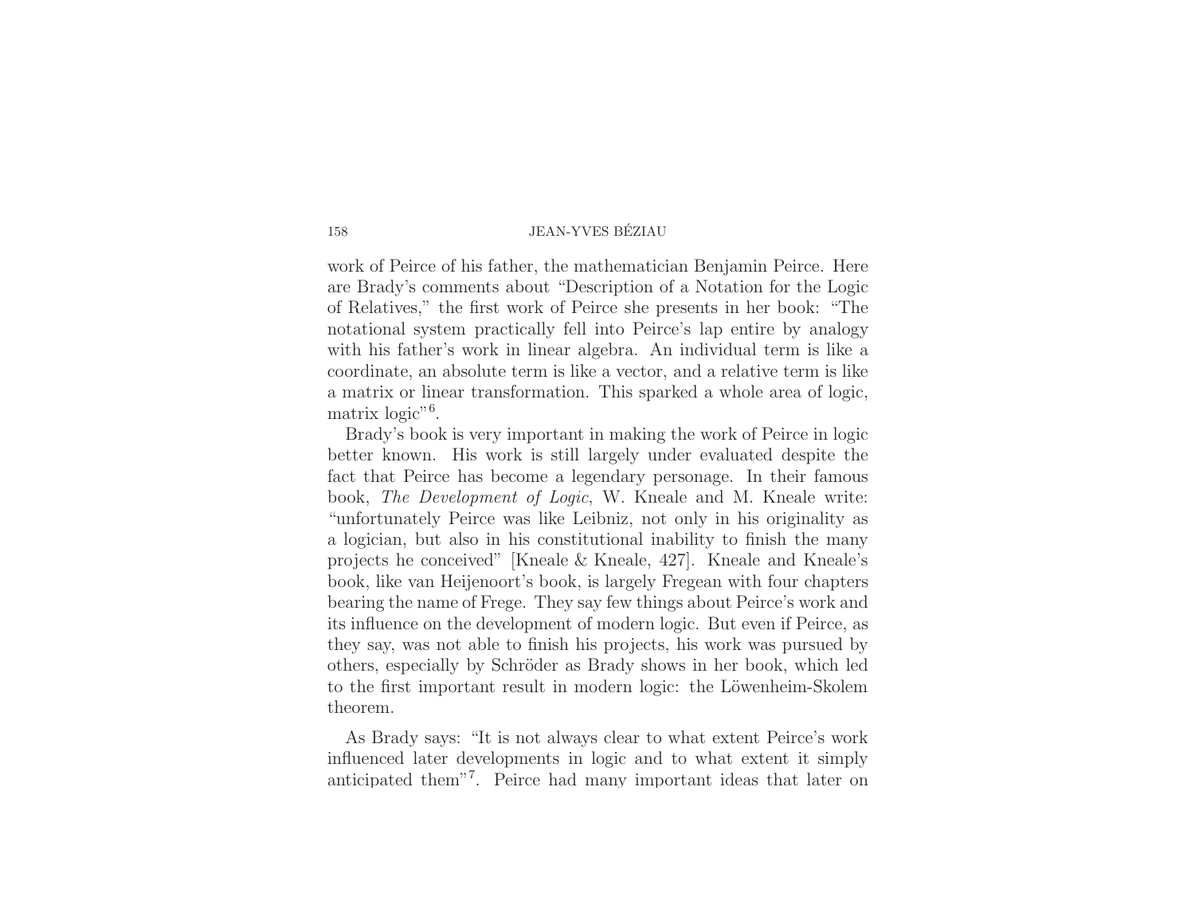work of Peirce of his father, the mathematician Benjamin Peirce. Here are Brady's comments about "Description of a Notation for the Logic of Relatives," the first work of Peirce she presents in her book: "The notational system practically fell into Peirce's lap entire by analogy with his father's work in linear algebra. An individual term is like a coordinate, an absolute term is like a vector, and a relative term is like a matrix or linear transformation. This sparked a whole area of logic, matrix logic"[6].

Brady's book is very important in making the work of Peirce in logic better known. His work is still largely under evaluated despite the fact that Peirce has become a legendary personage. In their famous book, *The Development of Logic*, W. Kneale and M. Kneale write: "unfortunately Peirce was like Leibniz, not only in his originality as a logician, but also in his constitutional inability to finish the many projects he conceived" [Kneale & Kneale, 427]. Kneale and Kneale's book, like van Heijenoort's book, is largely Fregean with four chapters bearing the name of Frege. They say few things about Peirce's work and its influence on the development of modern logic. But even if Peirce, as they say, was not able to finish his projects, his work was pursued by others, especially by Schröder as Brady shows in her book, which led to the first important result in modern logic: the Löwenheim-Skolem theorem.

As Brady says: "It is not always clear to what extent Peirce's work influenced later developments in logic and to what extent it simply anticipated them"[7]. Peirce had many important ideas that later on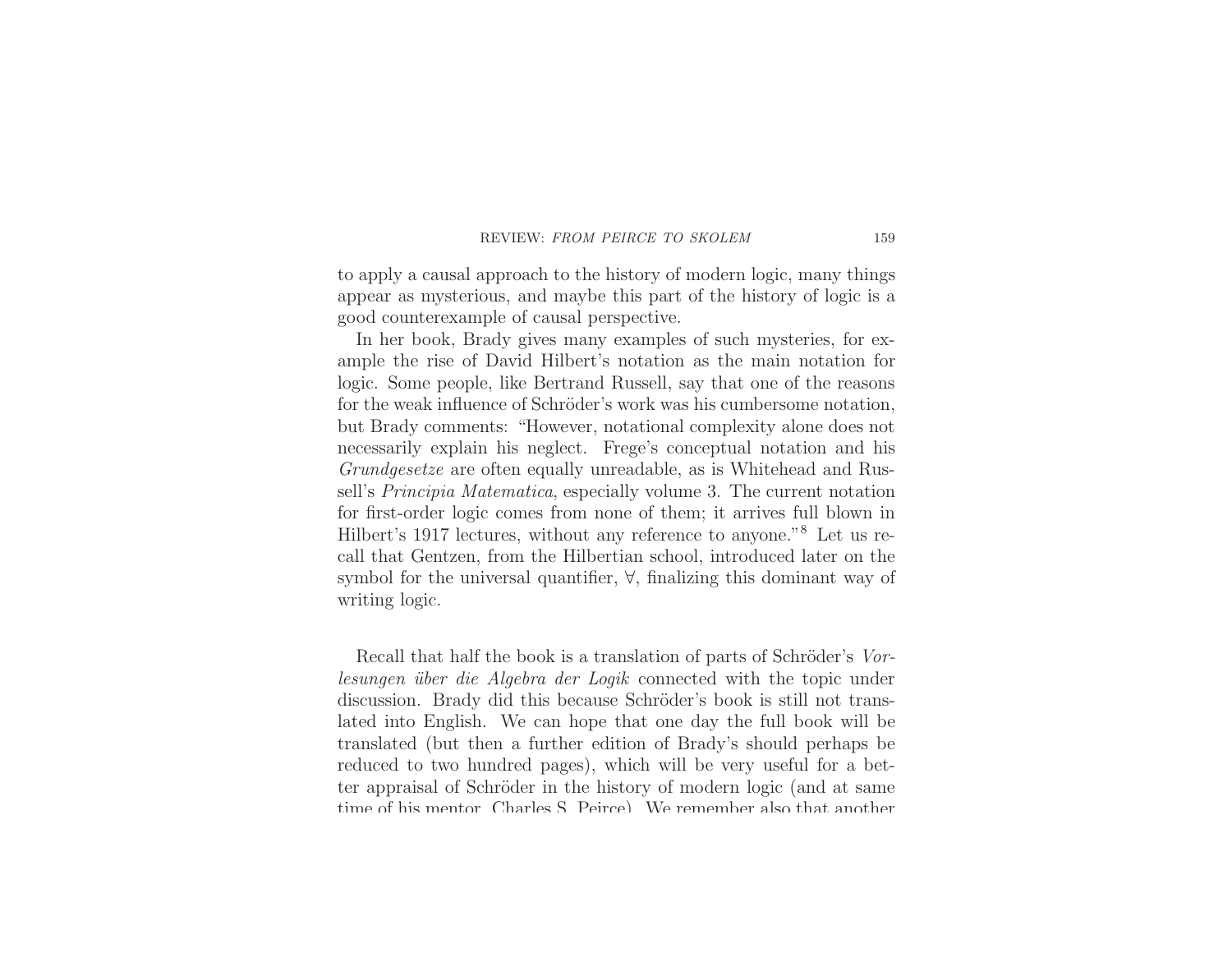to apply a causal approach to the history of modern logic, many things appear as mysterious, and maybe this part of the history of logic is a good counterexample of causal perspective.

In her book, Brady gives many examples of such mysteries, for example the rise of David Hilbert's notation as the main notation for logic. Some people, like Bertrand Russell, say that one of the reasons for the weak influence of Schröder's work was his cumbersome notation, but Brady comments: "However, notational complexity alone does not necessarily explain his neglect. Frege's conceptual notation and his *Grundgesetze* are often equally unreadable, as is Whitehead and Russell's *Principia Matematica*, especially volume 3. The current notation for first-order logic comes from none of them; it arrives full blown in Hilbert's 1917 lectures, without any reference to anyone."[8] Let us recall that Gentzen, from the Hilbertian school, introduced later on the symbol for the universal quantifier, ∀, finalizing this dominant way of writing logic.

Recall that half the book is a translation of parts of Schröder's *Vorlesungen über die Algebra der Logik* connected with the topic under discussion. Brady did this because Schröder's book is still not translated into English. We can hope that one day the full book will be translated (but then a further edition of Brady's should perhaps be reduced to two hundred pages), which will be very useful for a better appraisal of Schröder in the history of modern logic (and at same time of his mentor, Charles S. Peirce). We remember also that another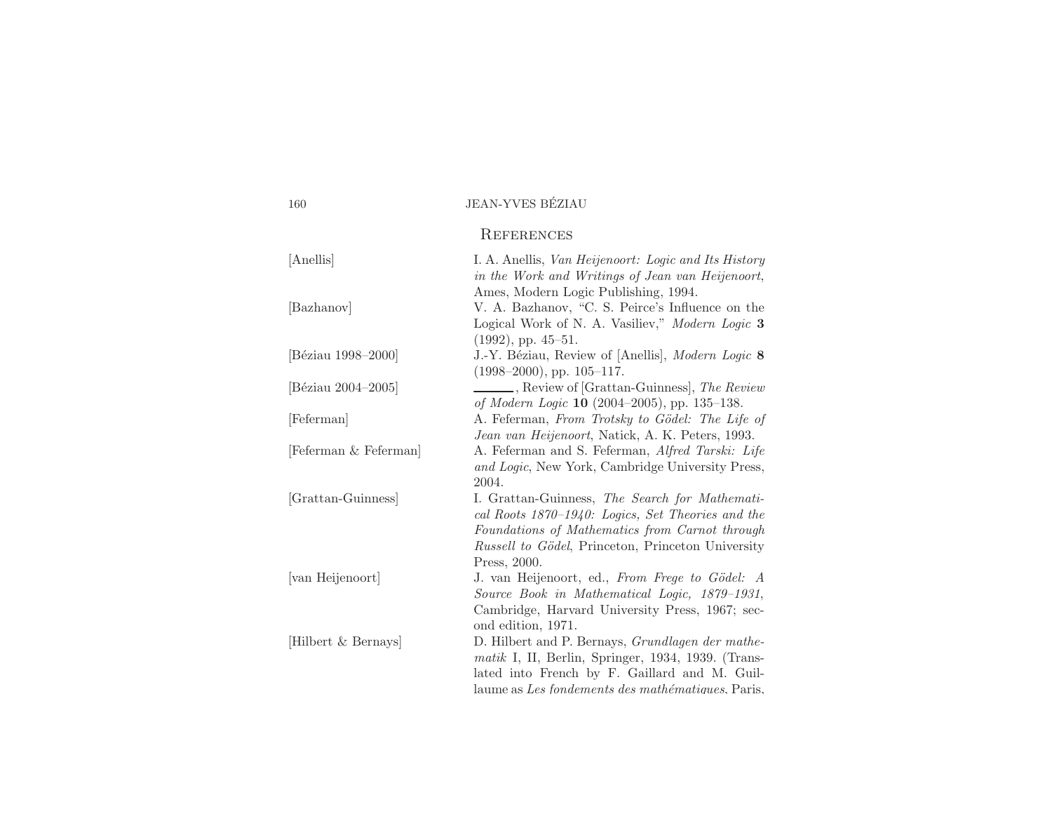## References

[Anellis] I. A. Anellis, *Van Heijenoort: Logic and Its History in the Work and Writings of Jean van Heijenoort*, Ames, Modern Logic Publishing, 1994.

[Bazhanov] V. A. Bazhanov, "C. S. Peirce's Influence on the Logical Work of N. A. Vasiliev," *Modern Logic* **3** (1992), pp. 45–51.

[Béziau 1998–2000] J.-Y. Béziau, Review of [Anellis], *Modern Logic* **8** (1998–2000), pp. 105–117.

[Béziau 2004–2005] ———, Review of [Grattan-Guinness], *The Review of Modern Logic* **10** (2004–2005), pp. 135–138.

[Feferman] A. Feferman, *From Trotsky to Gödel: The Life of Jean van Heijenoort*, Natick, A. K. Peters, 1993.

[Feferman & Feferman] A. Feferman and S. Feferman, *Alfred Tarski: Life and Logic*, New York, Cambridge University Press, 2004.

[Grattan-Guinness] I. Grattan-Guinness, *The Search for Mathematical Roots 1870–1940: Logics, Set Theories and the Foundations of Mathematics from Carnot through Russell to Gödel*, Princeton, Princeton University Press, 2000.

[van Heijenoort] J. van Heijenoort, ed., *From Frege to Gödel: A Source Book in Mathematical Logic, 1879–1931*, Cambridge, Harvard University Press, 1967; second edition, 1971.

[Hilbert & Bernays] D. Hilbert and P. Bernays, *Grundlagen der mathematik* I, II, Berlin, Springer, 1934, 1939. (Translated into French by F. Gaillard and M. Guillaume as *Les fondements des mathématiques*, Paris,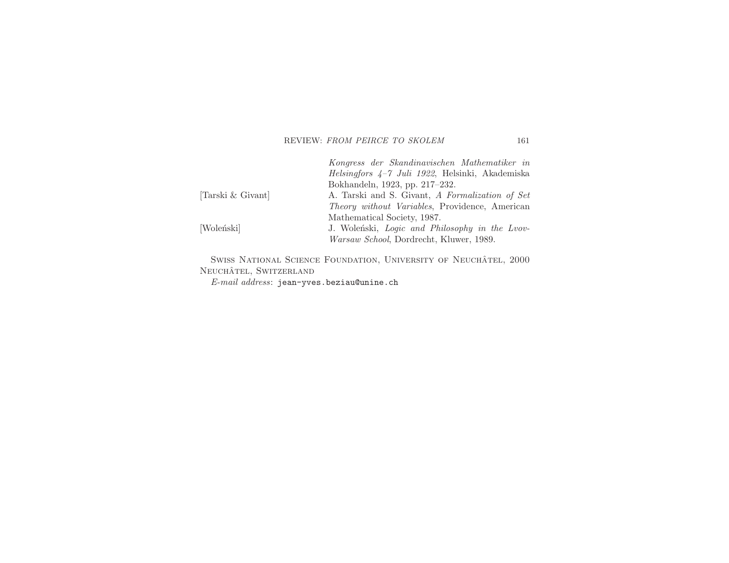*Kongress der Skandinavischen Mathematiker in Helsingfors 4–7 Juli 1922*, Helsinki, Akademiska Bokhandeln, 1923, pp. 217–232.

[Tarski & Givant] A. Tarski and S. Givant, *A Formalization of Set Theory without Variables*, Providence, American Mathematical Society, 1987.

[Woleński] J. Woleński, *Logic and Philosophy in the Lvov-Warsaw School*, Dordrecht, Kluwer, 1989.

Swiss National Science Foundation, University of Neuchâtel, 2000 Neuchâtel, Switzerland

*E-mail address*: `jean-yves.beziau@unine.ch`